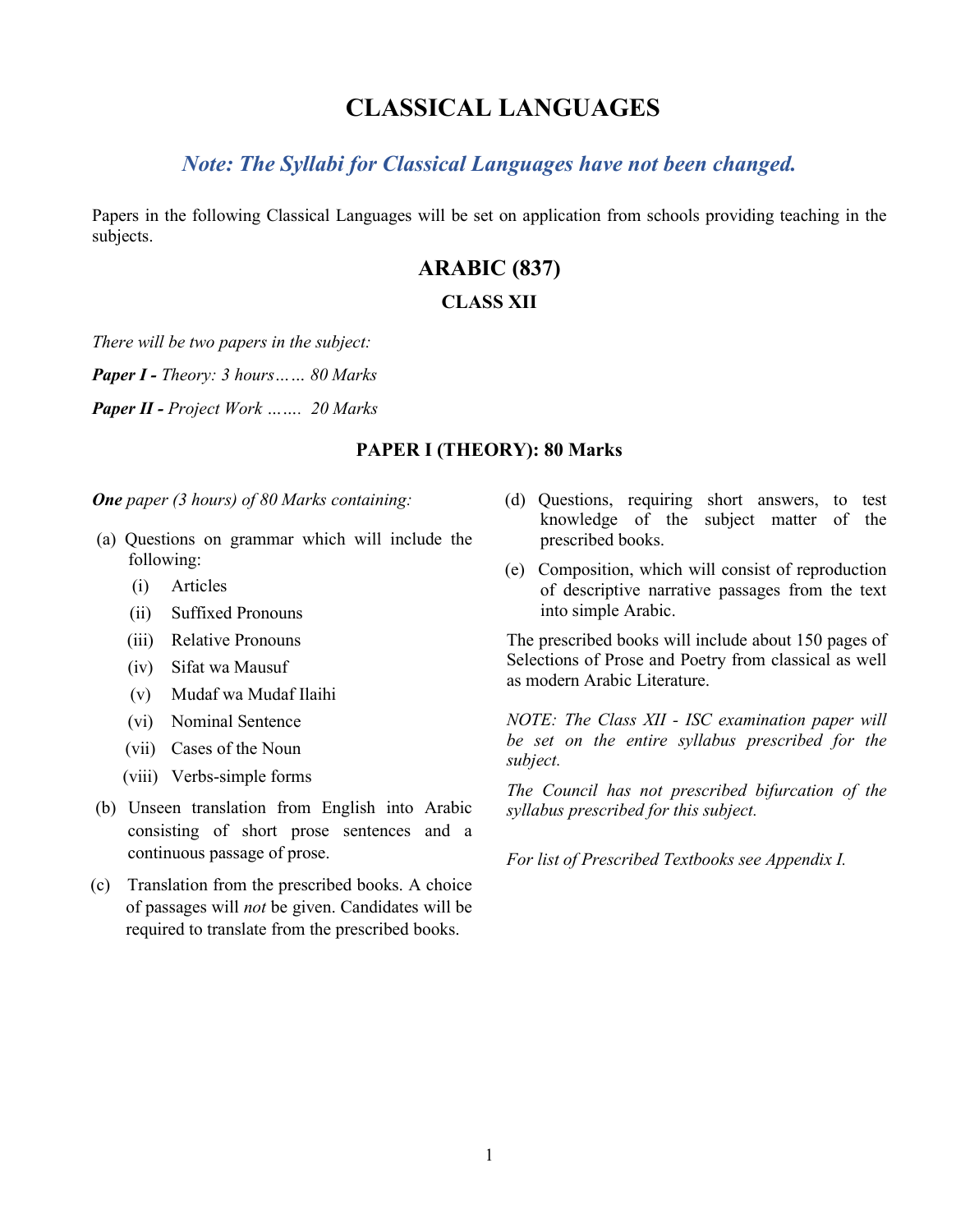# CLASSICAL LANGUAGES

***Note: The Syllabi for Classical Languages have not been changed.***

Papers in the following Classical Languages will be set on application from schools providing teaching in the subjects.

## ARABIC (837)

### CLASS XII

*There will be two papers in the subject:*

***Paper I -** Theory: 3 hours…… 80 Marks*

***Paper II -** Project Work ……. 20 Marks*

### PAPER I (THEORY): 80 Marks

***One** paper (3 hours) of 80 Marks containing:*

(a) Questions on grammar which will include the following:
   - (i) Articles
   - (ii) Suffixed Pronouns
   - (iii) Relative Pronouns
   - (iv) Sifat wa Mausuf
   - (v) Mudaf wa Mudaf Ilaihi
   - (vi) Nominal Sentence
   - (vii) Cases of the Noun
   - (viii) Verbs-simple forms

(b) Unseen translation from English into Arabic consisting of short prose sentences and a continuous passage of prose.

(c) Translation from the prescribed books. A choice of passages will *not* be given. Candidates will be required to translate from the prescribed books.

(d) Questions, requiring short answers, to test knowledge of the subject matter of the prescribed books.

(e) Composition, which will consist of reproduction of descriptive narrative passages from the text into simple Arabic.

The prescribed books will include about 150 pages of Selections of Prose and Poetry from classical as well as modern Arabic Literature.

*NOTE: The Class XII - ISC examination paper will be set on the entire syllabus prescribed for the subject.*

*The Council has not prescribed bifurcation of the syllabus prescribed for this subject.*

*For list of Prescribed Textbooks see Appendix I.*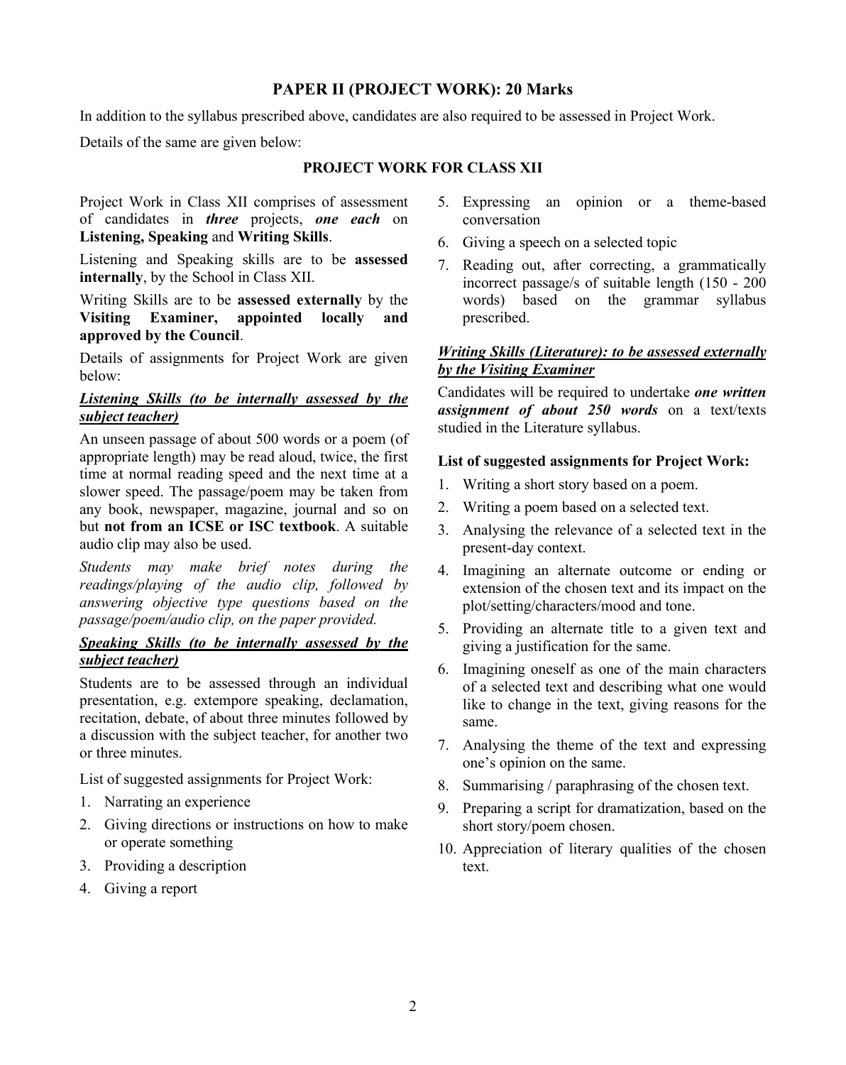## PAPER II (PROJECT WORK): 20 Marks

In addition to the syllabus prescribed above, candidates are also required to be assessed in Project Work.

Details of the same are given below:

### PROJECT WORK FOR CLASS XII

Project Work in Class XII comprises of assessment of candidates in ***three*** projects, ***one each*** on **Listening, Speaking** and **Writing Skills**.

Listening and Speaking skills are to be **assessed internally**, by the School in Class XII.

Writing Skills are to be **assessed externally** by the **Visiting Examiner, appointed locally and approved by the Council**.

Details of assignments for Project Work are given below:

***<u>Listening Skills (to be internally assessed by the subject teacher)</u>***

An unseen passage of about 500 words or a poem (of appropriate length) may be read aloud, twice, the first time at normal reading speed and the next time at a slower speed. The passage/poem may be taken from any book, newspaper, magazine, journal and so on but **not from an ICSE or ISC textbook**. A suitable audio clip may also be used.

*Students may make brief notes during the readings/playing of the audio clip, followed by answering objective type questions based on the passage/poem/audio clip, on the paper provided.*

***<u>Speaking Skills (to be internally assessed by the subject teacher)</u>***

Students are to be assessed through an individual presentation, e.g. extempore speaking, declamation, recitation, debate, of about three minutes followed by a discussion with the subject teacher, for another two or three minutes.

List of suggested assignments for Project Work:

1. Narrating an experience
2. Giving directions or instructions on how to make or operate something
3. Providing a description
4. Giving a report
5. Expressing an opinion or a theme-based conversation
6. Giving a speech on a selected topic
7. Reading out, after correcting, a grammatically incorrect passage/s of suitable length (150 - 200 words) based on the grammar syllabus prescribed.

***<u>Writing Skills (Literature): to be assessed externally by the Visiting Examiner</u>***

Candidates will be required to undertake ***one written assignment of about 250 words*** on a text/texts studied in the Literature syllabus.

**List of suggested assignments for Project Work:**

1. Writing a short story based on a poem.
2. Writing a poem based on a selected text.
3. Analysing the relevance of a selected text in the present-day context.
4. Imagining an alternate outcome or ending or extension of the chosen text and its impact on the plot/setting/characters/mood and tone.
5. Providing an alternate title to a given text and giving a justification for the same.
6. Imagining oneself as one of the main characters of a selected text and describing what one would like to change in the text, giving reasons for the same.
7. Analysing the theme of the text and expressing one's opinion on the same.
8. Summarising / paraphrasing of the chosen text.
9. Preparing a script for dramatization, based on the short story/poem chosen.
10. Appreciation of literary qualities of the chosen text.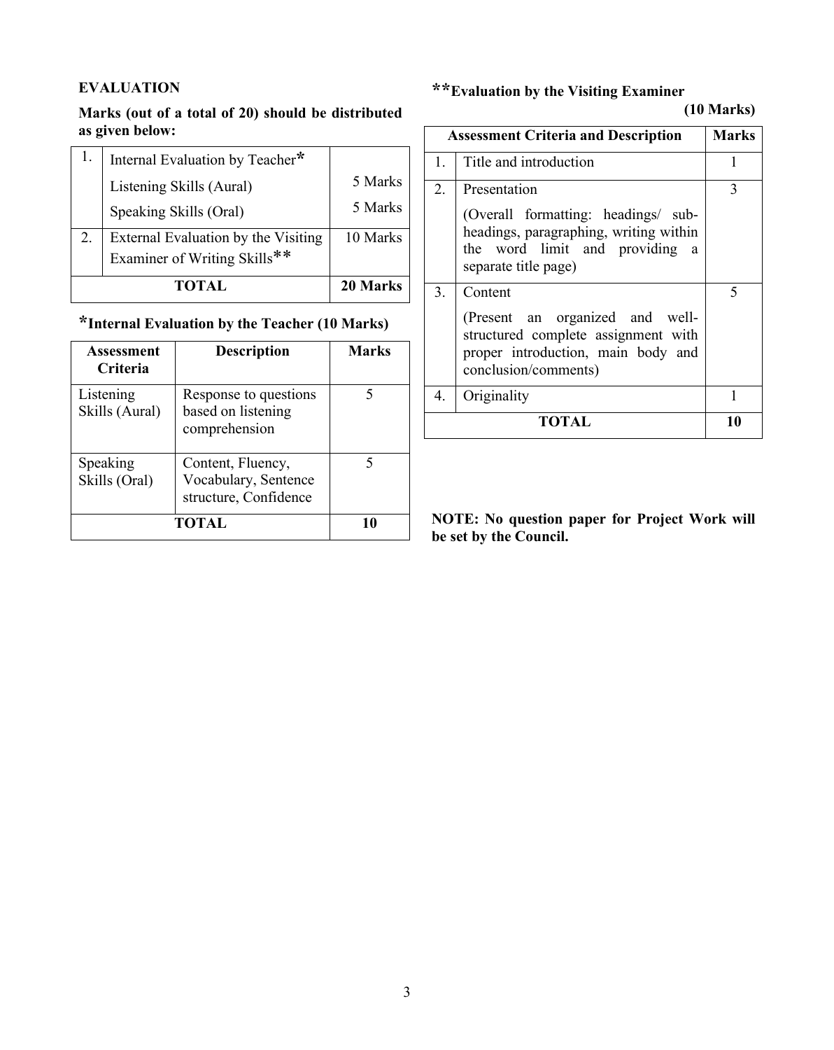**EVALUATION**

**Marks (out of a total of 20) should be distributed as given below:**

| 1. | Internal Evaluation by Teacher* | |
|---|---|---|
| | Listening Skills (Aural) | 5 Marks |
| | Speaking Skills (Oral) | 5 Marks |
| 2. | External Evaluation by the Visiting Examiner of Writing Skills** | 10 Marks |
| | **TOTAL** | **20 Marks** |

**\*Internal Evaluation by the Teacher (10 Marks)**

| Assessment Criteria | Description | Marks |
|---|---|---|
| Listening Skills (Aural) | Response to questions based on listening comprehension | 5 |
| Speaking Skills (Oral) | Content, Fluency, Vocabulary, Sentence structure, Confidence | 5 |
| **TOTAL** | | **10** |

**\*\*Evaluation by the Visiting Examiner**

**(10 Marks)**

| | Assessment Criteria and Description | Marks |
|---|---|---|
| 1. | Title and introduction | 1 |
| 2. | Presentation<br>(Overall formatting: headings/ sub-headings, paragraphing, writing within the word limit and providing a separate title page) | 3 |
| 3. | Content<br>(Present an organized and well-structured complete assignment with proper introduction, main body and conclusion/comments) | 5 |
| 4. | Originality | 1 |
| | **TOTAL** | **10** |

**NOTE: No question paper for Project Work will be set by the Council.**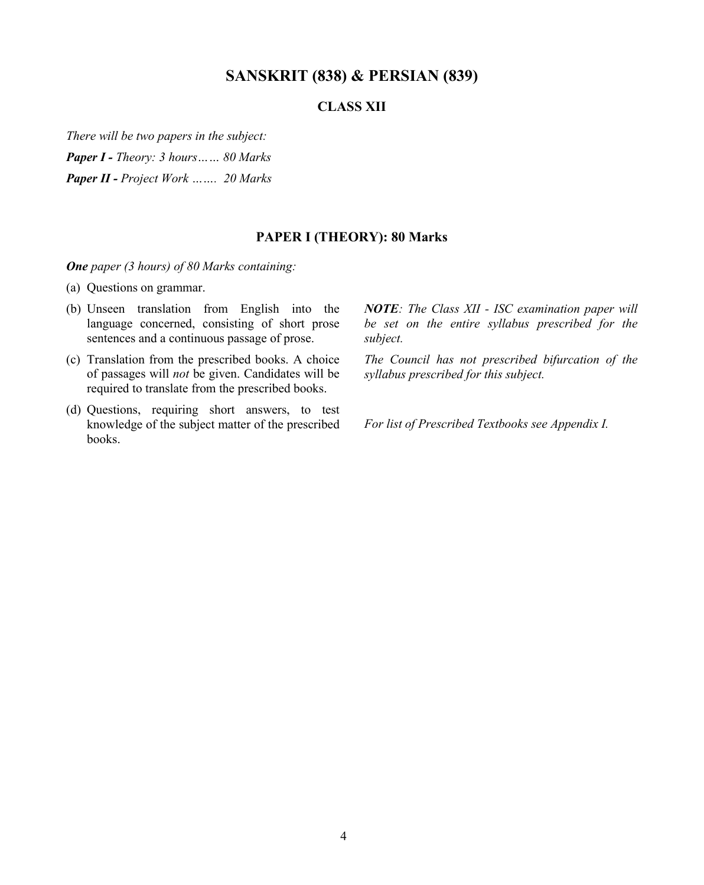# SANSKRIT (838) & PERSIAN (839)

## CLASS XII

*There will be two papers in the subject:*

***Paper I -*** *Theory: 3 hours…… 80 Marks*

***Paper II -*** *Project Work ……. 20 Marks*

### PAPER I (THEORY): 80 Marks

***One*** *paper (3 hours) of 80 Marks containing:*

(a) Questions on grammar.

(b) Unseen translation from English into the language concerned, consisting of short prose sentences and a continuous passage of prose.

(c) Translation from the prescribed books. A choice of passages will *not* be given. Candidates will be required to translate from the prescribed books.

(d) Questions, requiring short answers, to test knowledge of the subject matter of the prescribed books.

***NOTE****: The Class XII - ISC examination paper will be set on the entire syllabus prescribed for the subject.*

*The Council has not prescribed bifurcation of the syllabus prescribed for this subject.*

*For list of Prescribed Textbooks see Appendix I.*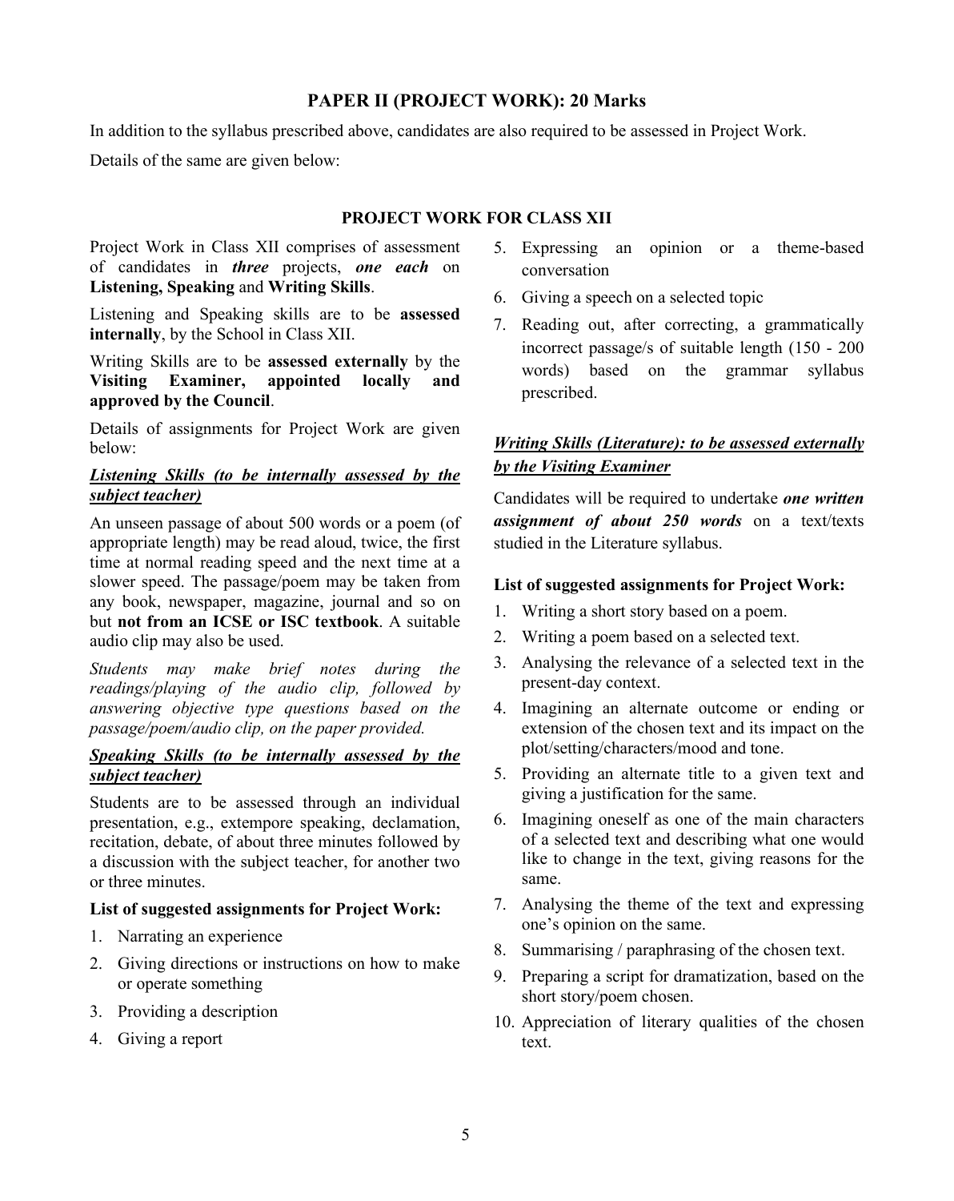## PAPER II (PROJECT WORK): 20 Marks

In addition to the syllabus prescribed above, candidates are also required to be assessed in Project Work.

Details of the same are given below:

### PROJECT WORK FOR CLASS XII

Project Work in Class XII comprises of assessment of candidates in ***three*** projects, ***one each*** on **Listening, Speaking** and **Writing Skills**.

Listening and Speaking skills are to be **assessed internally**, by the School in Class XII.

Writing Skills are to be **assessed externally** by the **Visiting Examiner, appointed locally and approved by the Council**.

Details of assignments for Project Work are given below:

***Listening Skills (to be internally assessed by the subject teacher)***

An unseen passage of about 500 words or a poem (of appropriate length) may be read aloud, twice, the first time at normal reading speed and the next time at a slower speed. The passage/poem may be taken from any book, newspaper, magazine, journal and so on but **not from an ICSE or ISC textbook**. A suitable audio clip may also be used.

*Students may make brief notes during the readings/playing of the audio clip, followed by answering objective type questions based on the passage/poem/audio clip, on the paper provided.*

***Speaking Skills (to be internally assessed by the subject teacher)***

Students are to be assessed through an individual presentation, e.g., extempore speaking, declamation, recitation, debate, of about three minutes followed by a discussion with the subject teacher, for another two or three minutes.

**List of suggested assignments for Project Work:**

1. Narrating an experience
2. Giving directions or instructions on how to make or operate something
3. Providing a description
4. Giving a report
5. Expressing an opinion or a theme-based conversation
6. Giving a speech on a selected topic
7. Reading out, after correcting, a grammatically incorrect passage/s of suitable length (150 - 200 words) based on the grammar syllabus prescribed.

***Writing Skills (Literature): to be assessed externally by the Visiting Examiner***

Candidates will be required to undertake ***one written assignment of about 250 words*** on a text/texts studied in the Literature syllabus.

**List of suggested assignments for Project Work:**

1. Writing a short story based on a poem.
2. Writing a poem based on a selected text.
3. Analysing the relevance of a selected text in the present-day context.
4. Imagining an alternate outcome or ending or extension of the chosen text and its impact on the plot/setting/characters/mood and tone.
5. Providing an alternate title to a given text and giving a justification for the same.
6. Imagining oneself as one of the main characters of a selected text and describing what one would like to change in the text, giving reasons for the same.
7. Analysing the theme of the text and expressing one's opinion on the same.
8. Summarising / paraphrasing of the chosen text.
9. Preparing a script for dramatization, based on the short story/poem chosen.
10. Appreciation of literary qualities of the chosen text.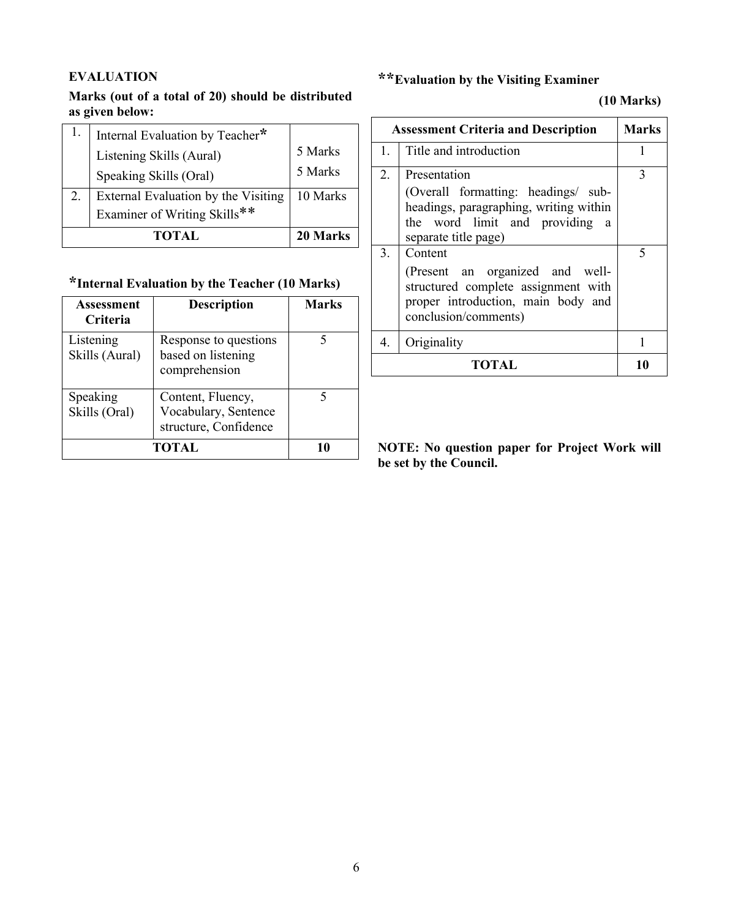**EVALUATION**

**Marks (out of a total of 20) should be distributed as given below:**

| | | |
|---|---|---|
| 1. | Internal Evaluation by Teacher* <br> Listening Skills (Aural) <br> Speaking Skills (Oral) | <br> 5 Marks <br> 5 Marks |
| 2. | External Evaluation by the Visiting Examiner of Writing Skills** | 10 Marks |
| | **TOTAL** | **20 Marks** |

**\*Internal Evaluation by the Teacher (10 Marks)**

| Assessment Criteria | Description | Marks |
|---|---|---|
| Listening Skills (Aural) | Response to questions based on listening comprehension | 5 |
| Speaking Skills (Oral) | Content, Fluency, Vocabulary, Sentence structure, Confidence | 5 |
| **TOTAL** | | **10** |

**\*\*Evaluation by the Visiting Examiner**

**(10 Marks)**

| Assessment Criteria and Description | | Marks |
|---|---|---|
| 1. | Title and introduction | 1 |
| 2. | Presentation <br> (Overall formatting: headings/ sub-headings, paragraphing, writing within the word limit and providing a separate title page) | 3 |
| 3. | Content <br> (Present an organized and well-structured complete assignment with proper introduction, main body and conclusion/comments) | 5 |
| 4. | Originality | 1 |
| **TOTAL** | | **10** |

**NOTE: No question paper for Project Work will be set by the Council.**